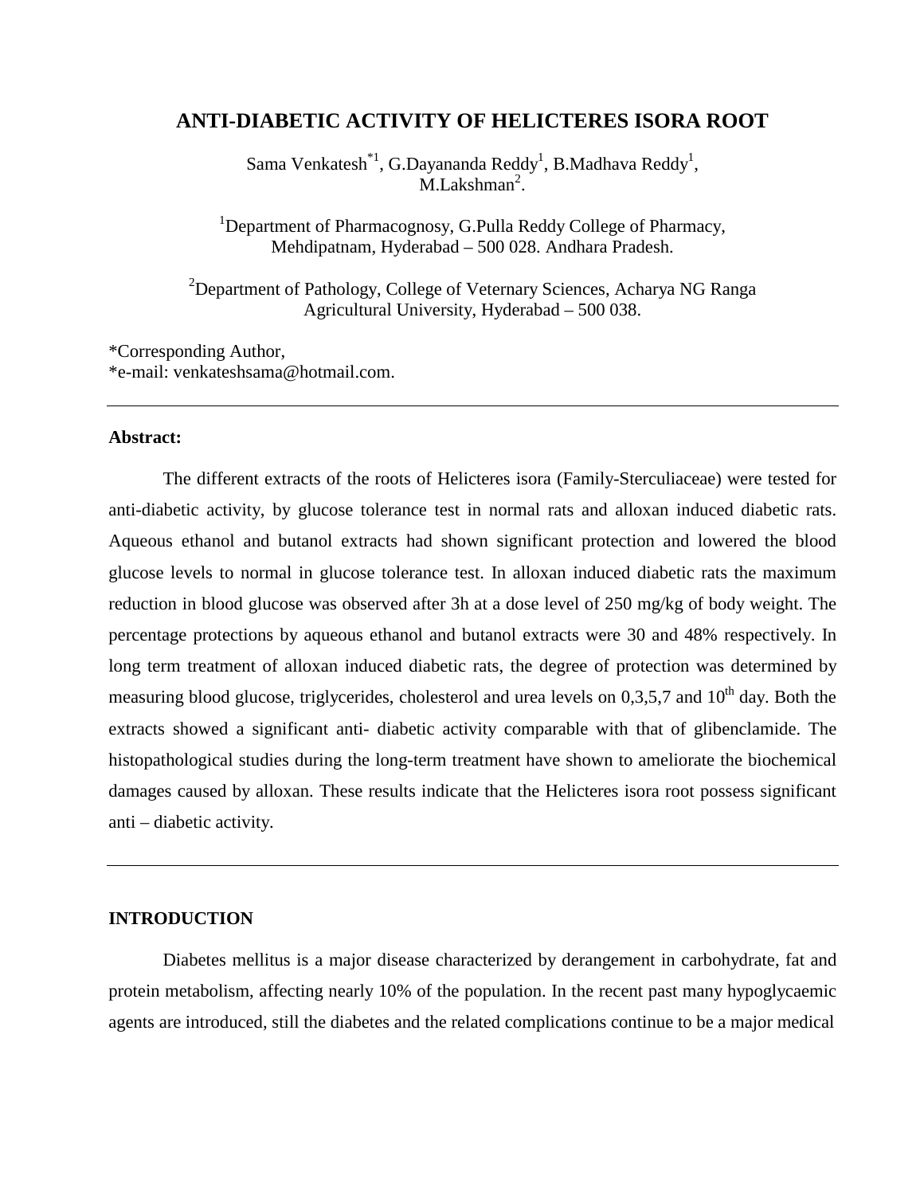# ANTI-DIABETIC ACTIVITY OF HELICTERES ISORA ROOT

Sama Venkatesh[*1], G.Dayananda Reddy[1], B.Madhava Reddy[1], M.Lakshman[2].

[1]Department of Pharmacognosy, G.Pulla Reddy College of Pharmacy, Mehdipatnam, Hyderabad – 500 028. Andhara Pradesh.

[2]Department of Pathology, College of Veternary Sciences, Acharya NG Ranga Agricultural University, Hyderabad – 500 038.

*Corresponding Author,
*e-mail: venkateshsama@hotmail.com.

---

**Abstract:**

The different extracts of the roots of Helicteres isora (Family-Sterculiaceae) were tested for anti-diabetic activity, by glucose tolerance test in normal rats and alloxan induced diabetic rats. Aqueous ethanol and butanol extracts had shown significant protection and lowered the blood glucose levels to normal in glucose tolerance test. In alloxan induced diabetic rats the maximum reduction in blood glucose was observed after 3h at a dose level of 250 mg/kg of body weight. The percentage protections by aqueous ethanol and butanol extracts were 30 and 48% respectively. In long term treatment of alloxan induced diabetic rats, the degree of protection was determined by measuring blood glucose, triglycerides, cholesterol and urea levels on 0,3,5,7 and 10$^{th}$ day. Both the extracts showed a significant anti- diabetic activity comparable with that of glibenclamide. The histopathological studies during the long-term treatment have shown to ameliorate the biochemical damages caused by alloxan. These results indicate that the Helicteres isora root possess significant anti – diabetic activity.

---

## INTRODUCTION

Diabetes mellitus is a major disease characterized by derangement in carbohydrate, fat and protein metabolism, affecting nearly 10% of the population. In the recent past many hypoglycaemic agents are introduced, still the diabetes and the related complications continue to be a major medical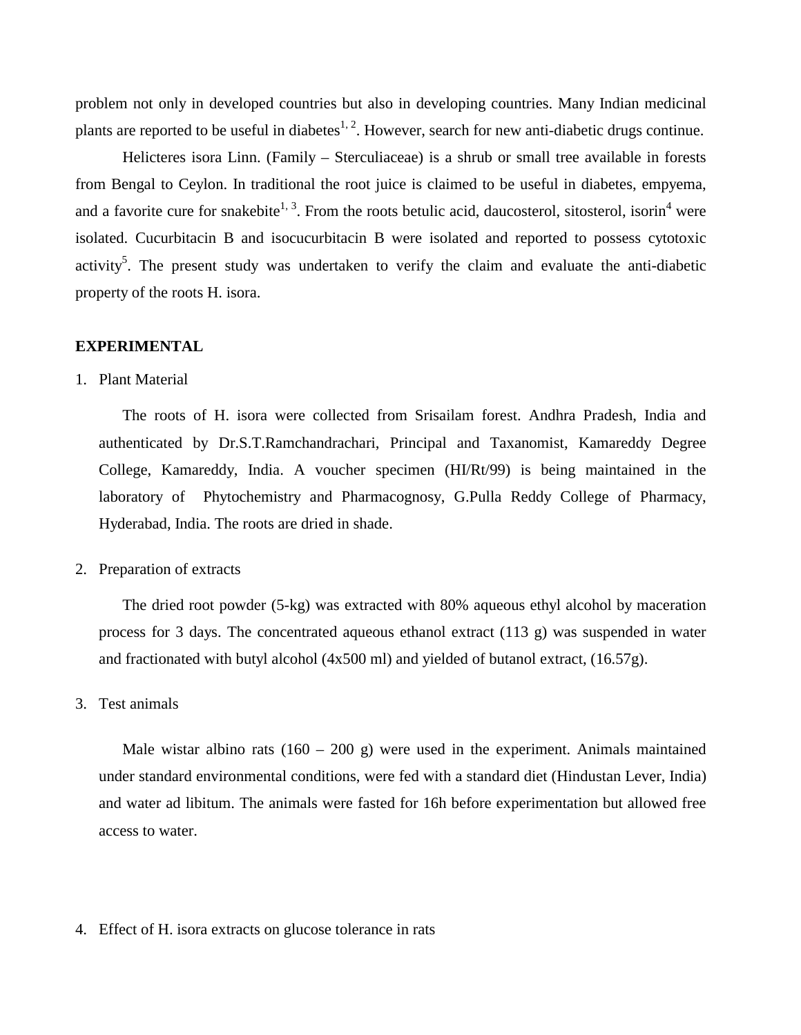problem not only in developed countries but also in developing countries. Many Indian medicinal plants are reported to be useful in diabetes[1, 2]. However, search for new anti-diabetic drugs continue.

Helicteres isora Linn. (Family – Sterculiaceae) is a shrub or small tree available in forests from Bengal to Ceylon. In traditional the root juice is claimed to be useful in diabetes, empyema, and a favorite cure for snakebite[1, 3]. From the roots betulic acid, daucosterol, sitosterol, isorin[4] were isolated. Cucurbitacin B and isocucurbitacin B were isolated and reported to possess cytotoxic activity[5]. The present study was undertaken to verify the claim and evaluate the anti-diabetic property of the roots H. isora.

## EXPERIMENTAL

1. Plant Material

   The roots of H. isora were collected from Srisailam forest. Andhra Pradesh, India and authenticated by Dr.S.T.Ramchandrachari, Principal and Taxanomist, Kamareddy Degree College, Kamareddy, India. A voucher specimen (HI/Rt/99) is being maintained in the laboratory of Phytochemistry and Pharmacognosy, G.Pulla Reddy College of Pharmacy, Hyderabad, India. The roots are dried in shade.

2. Preparation of extracts

   The dried root powder (5-kg) was extracted with 80% aqueous ethyl alcohol by maceration process for 3 days. The concentrated aqueous ethanol extract (113 g) was suspended in water and fractionated with butyl alcohol (4x500 ml) and yielded of butanol extract, (16.57g).

3. Test animals

   Male wistar albino rats (160 – 200 g) were used in the experiment. Animals maintained under standard environmental conditions, were fed with a standard diet (Hindustan Lever, India) and water ad libitum. The animals were fasted for 16h before experimentation but allowed free access to water.

4. Effect of H. isora extracts on glucose tolerance in rats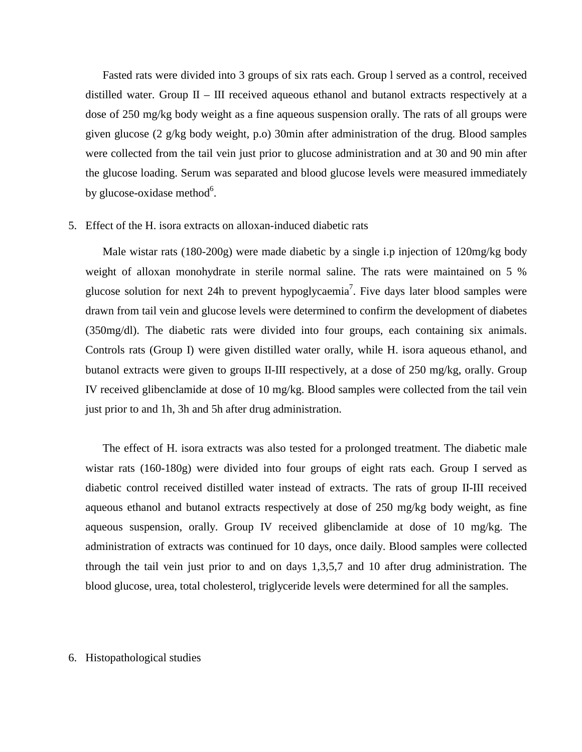Fasted rats were divided into 3 groups of six rats each. Group l served as a control, received distilled water. Group II – III received aqueous ethanol and butanol extracts respectively at a dose of 250 mg/kg body weight as a fine aqueous suspension orally. The rats of all groups were given glucose (2 g/kg body weight, p.o) 30min after administration of the drug. Blood samples were collected from the tail vein just prior to glucose administration and at 30 and 90 min after the glucose loading. Serum was separated and blood glucose levels were measured immediately by glucose-oxidase method[6].

5. Effect of the H. isora extracts on alloxan-induced diabetic rats

Male wistar rats (180-200g) were made diabetic by a single i.p injection of 120mg/kg body weight of alloxan monohydrate in sterile normal saline. The rats were maintained on 5 % glucose solution for next 24h to prevent hypoglycaemia[7]. Five days later blood samples were drawn from tail vein and glucose levels were determined to confirm the development of diabetes (350mg/dl). The diabetic rats were divided into four groups, each containing six animals. Controls rats (Group I) were given distilled water orally, while H. isora aqueous ethanol, and butanol extracts were given to groups II-III respectively, at a dose of 250 mg/kg, orally. Group IV received glibenclamide at dose of 10 mg/kg. Blood samples were collected from the tail vein just prior to and 1h, 3h and 5h after drug administration.

The effect of H. isora extracts was also tested for a prolonged treatment. The diabetic male wistar rats (160-180g) were divided into four groups of eight rats each. Group I served as diabetic control received distilled water instead of extracts. The rats of group II-III received aqueous ethanol and butanol extracts respectively at dose of 250 mg/kg body weight, as fine aqueous suspension, orally. Group IV received glibenclamide at dose of 10 mg/kg. The administration of extracts was continued for 10 days, once daily. Blood samples were collected through the tail vein just prior to and on days 1,3,5,7 and 10 after drug administration. The blood glucose, urea, total cholesterol, triglyceride levels were determined for all the samples.

6. Histopathological studies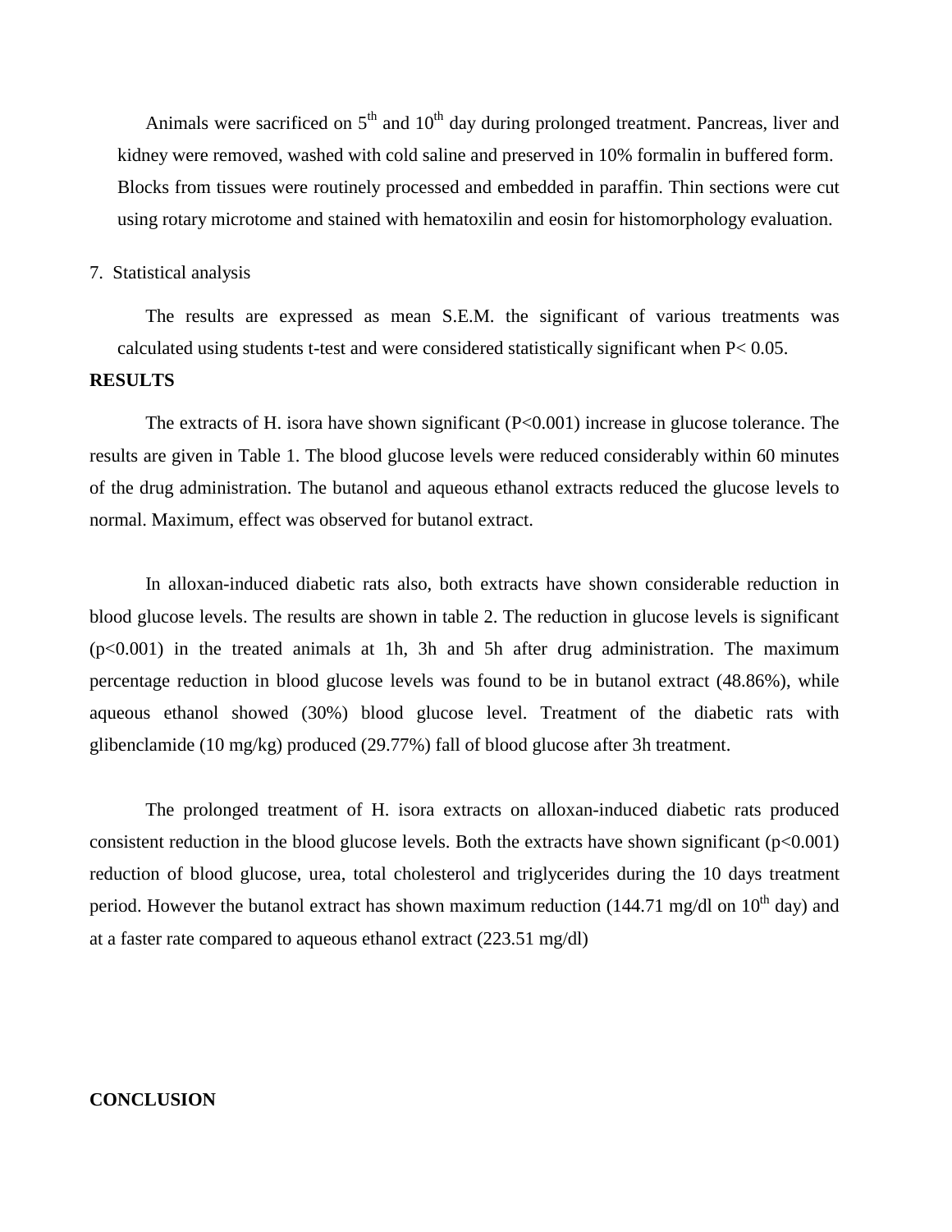Animals were sacrificed on 5$^{th}$ and 10$^{th}$ day during prolonged treatment. Pancreas, liver and kidney were removed, washed with cold saline and preserved in 10% formalin in buffered form. Blocks from tissues were routinely processed and embedded in paraffin. Thin sections were cut using rotary microtome and stained with hematoxilin and eosin for histomorphology evaluation.

7. Statistical analysis

The results are expressed as mean S.E.M. the significant of various treatments was calculated using students t-test and were considered statistically significant when $P < 0.05$.

**RESULTS**

The extracts of H. isora have shown significant ($P<0.001$) increase in glucose tolerance. The results are given in Table 1. The blood glucose levels were reduced considerably within 60 minutes of the drug administration. The butanol and aqueous ethanol extracts reduced the glucose levels to normal. Maximum, effect was observed for butanol extract.

In alloxan-induced diabetic rats also, both extracts have shown considerable reduction in blood glucose levels. The results are shown in table 2. The reduction in glucose levels is significant ($p<0.001$) in the treated animals at 1h, 3h and 5h after drug administration. The maximum percentage reduction in blood glucose levels was found to be in butanol extract (48.86%), while aqueous ethanol showed (30%) blood glucose level. Treatment of the diabetic rats with glibenclamide (10 mg/kg) produced (29.77%) fall of blood glucose after 3h treatment.

The prolonged treatment of H. isora extracts on alloxan-induced diabetic rats produced consistent reduction in the blood glucose levels. Both the extracts have shown significant ($p<0.001$) reduction of blood glucose, urea, total cholesterol and triglycerides during the 10 days treatment period. However the butanol extract has shown maximum reduction (144.71 mg/dl on 10$^{th}$ day) and at a faster rate compared to aqueous ethanol extract (223.51 mg/dl)

**CONCLUSION**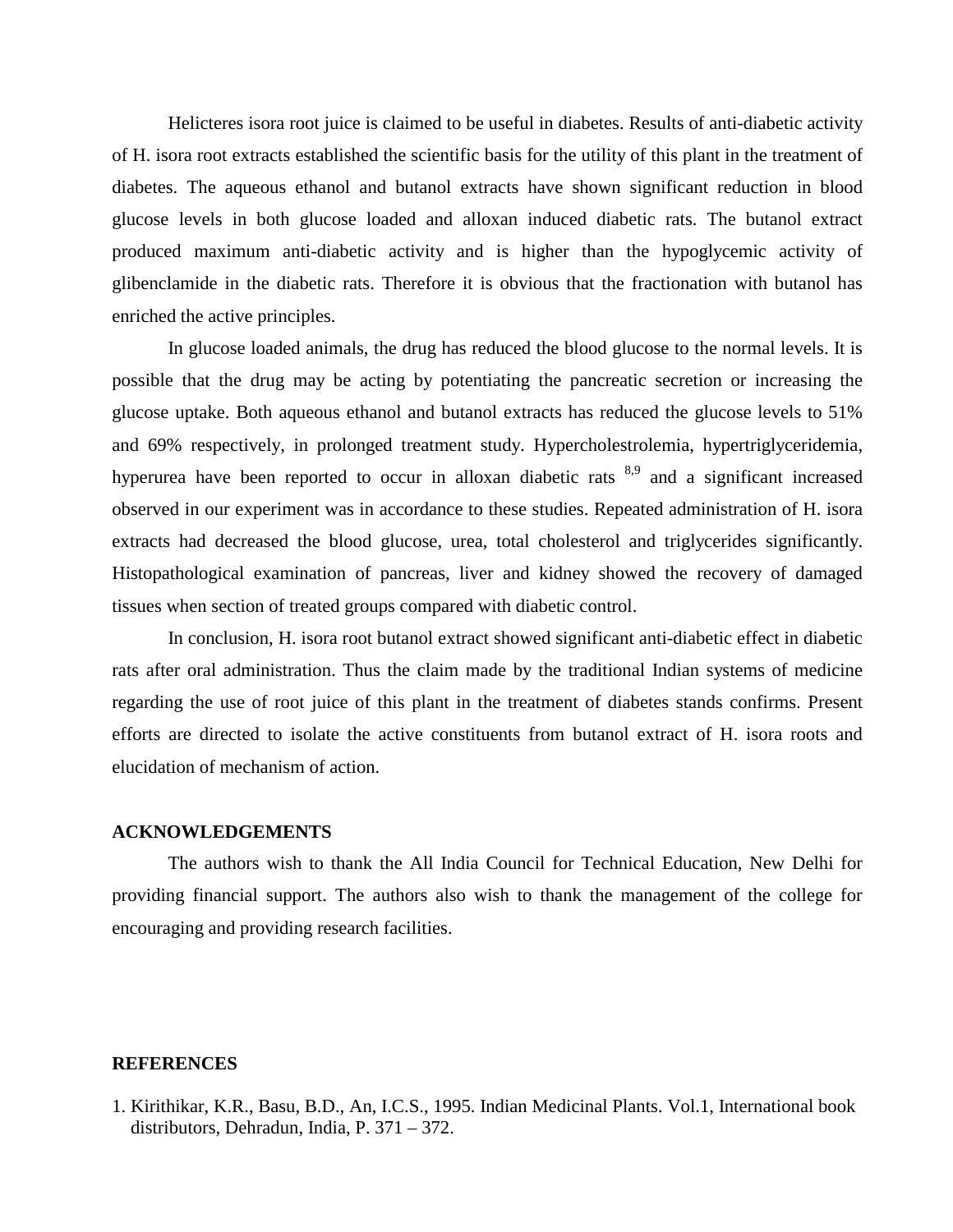Helicteres isora root juice is claimed to be useful in diabetes. Results of anti-diabetic activity of H. isora root extracts established the scientific basis for the utility of this plant in the treatment of diabetes. The aqueous ethanol and butanol extracts have shown significant reduction in blood glucose levels in both glucose loaded and alloxan induced diabetic rats. The butanol extract produced maximum anti-diabetic activity and is higher than the hypoglycemic activity of glibenclamide in the diabetic rats. Therefore it is obvious that the fractionation with butanol has enriched the active principles.

In glucose loaded animals, the drug has reduced the blood glucose to the normal levels. It is possible that the drug may be acting by potentiating the pancreatic secretion or increasing the glucose uptake. Both aqueous ethanol and butanol extracts has reduced the glucose levels to 51% and 69% respectively, in prolonged treatment study. Hypercholestrolemia, hypertriglyceridemia, hyperurea have been reported to occur in alloxan diabetic rats [8,9] and a significant increased observed in our experiment was in accordance to these studies. Repeated administration of H. isora extracts had decreased the blood glucose, urea, total cholesterol and triglycerides significantly. Histopathological examination of pancreas, liver and kidney showed the recovery of damaged tissues when section of treated groups compared with diabetic control.

In conclusion, H. isora root butanol extract showed significant anti-diabetic effect in diabetic rats after oral administration. Thus the claim made by the traditional Indian systems of medicine regarding the use of root juice of this plant in the treatment of diabetes stands confirms. Present efforts are directed to isolate the active constituents from butanol extract of H. isora roots and elucidation of mechanism of action.

## ACKNOWLEDGEMENTS

The authors wish to thank the All India Council for Technical Education, New Delhi for providing financial support. The authors also wish to thank the management of the college for encouraging and providing research facilities.

## REFERENCES

1. Kirithikar, K.R., Basu, B.D., An, I.C.S., 1995. Indian Medicinal Plants. Vol.1, International book distributors, Dehradun, India, P. 371 – 372.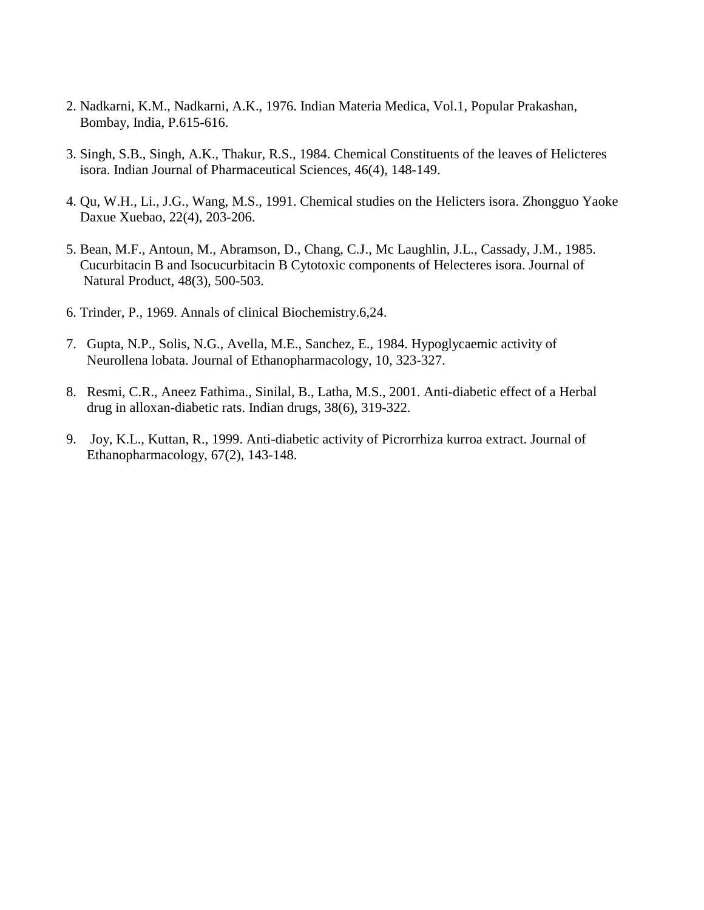2. Nadkarni, K.M., Nadkarni, A.K., 1976. Indian Materia Medica, Vol.1, Popular Prakashan, Bombay, India, P.615-616.

3. Singh, S.B., Singh, A.K., Thakur, R.S., 1984. Chemical Constituents of the leaves of Helicteres isora. Indian Journal of Pharmaceutical Sciences, 46(4), 148-149.

4. Qu, W.H., Li., J.G., Wang, M.S., 1991. Chemical studies on the Helicters isora. Zhongguo Yaoke Daxue Xuebao, 22(4), 203-206.

5. Bean, M.F., Antoun, M., Abramson, D., Chang, C.J., Mc Laughlin, J.L., Cassady, J.M., 1985. Cucurbitacin B and Isocucurbitacin B Cytotoxic components of Helecteres isora. Journal of Natural Product, 48(3), 500-503.

6. Trinder, P., 1969. Annals of clinical Biochemistry.6,24.

7. Gupta, N.P., Solis, N.G., Avella, M.E., Sanchez, E., 1984. Hypoglycaemic activity of Neurollena lobata. Journal of Ethanopharmacology, 10, 323-327.

8. Resmi, C.R., Aneez Fathima., Sinilal, B., Latha, M.S., 2001. Anti-diabetic effect of a Herbal drug in alloxan-diabetic rats. Indian drugs, 38(6), 319-322.

9. Joy, K.L., Kuttan, R., 1999. Anti-diabetic activity of Picrorrhiza kurroa extract. Journal of Ethanopharmacology, 67(2), 143-148.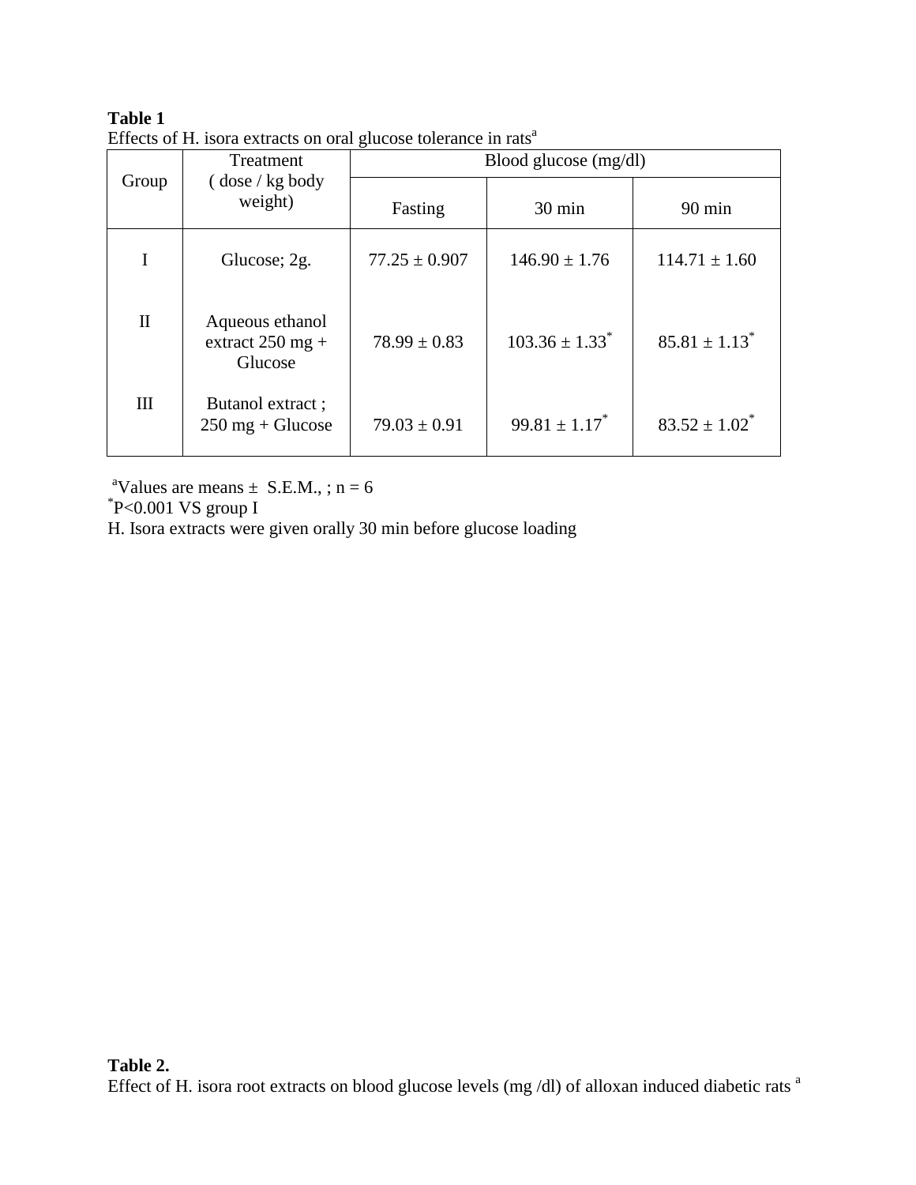**Table 1**
Effects of H. isora extracts on oral glucose tolerance in rats[a]

| Group | Treatment ( dose / kg body weight) | Blood glucose (mg/dl) | | |
|---|---|---|---|---|
| | | Fasting | 30 min | 90 min |
| I | Glucose; 2g. | 77.25 ± 0.907 | 146.90 ± 1.76 | 114.71 ± 1.60 |
| II | Aqueous ethanol extract 250 mg + Glucose | 78.99 ± 0.83 | 103.36 ± 1.33* | 85.81 ± 1.13* |
| III | Butanol extract ; 250 mg + Glucose | 79.03 ± 0.91 | 99.81 ± 1.17* | 83.52 ± 1.02* |

[a]Values are means ± S.E.M., ; n = 6
*P<0.001 VS group I
H. Isora extracts were given orally 30 min before glucose loading

**Table 2.**
Effect of H. isora root extracts on blood glucose levels (mg /dl) of alloxan induced diabetic rats [a]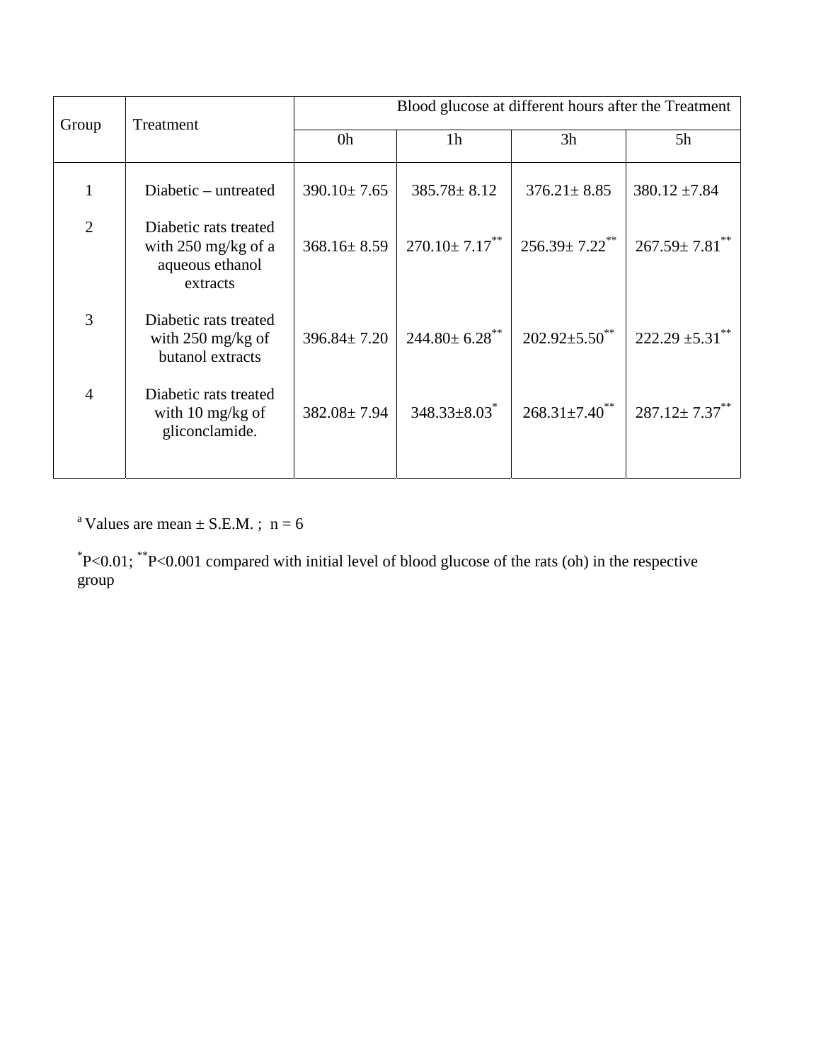| Group | Treatment | Blood glucose at different hours after the Treatment | | | |
|---|---|---|---|---|---|
| | | 0h | 1h | 3h | 5h |
| 1 | Diabetic – untreated | 390.10± 7.65 | 385.78± 8.12 | 376.21± 8.85 | 380.12 ±7.84 |
| 2 | Diabetic rats treated with 250 mg/kg of a aqueous ethanol extracts | 368.16± 8.59 | 270.10± 7.17** | 256.39± 7.22** | 267.59± 7.81** |
| 3 | Diabetic rats treated with 250 mg/kg of butanol extracts | 396.84± 7.20 | 244.80± 6.28** | 202.92±5.50** | 222.29 ±5.31** |
| 4 | Diabetic rats treated with 10 mg/kg of gliconclamide. | 382.08± 7.94 | 348.33±8.03* | 268.31±7.40** | 287.12± 7.37** |

[a] Values are mean ± S.E.M. ; n = 6

*P<0.01; **P<0.001 compared with initial level of blood glucose of the rats (oh) in the respective group